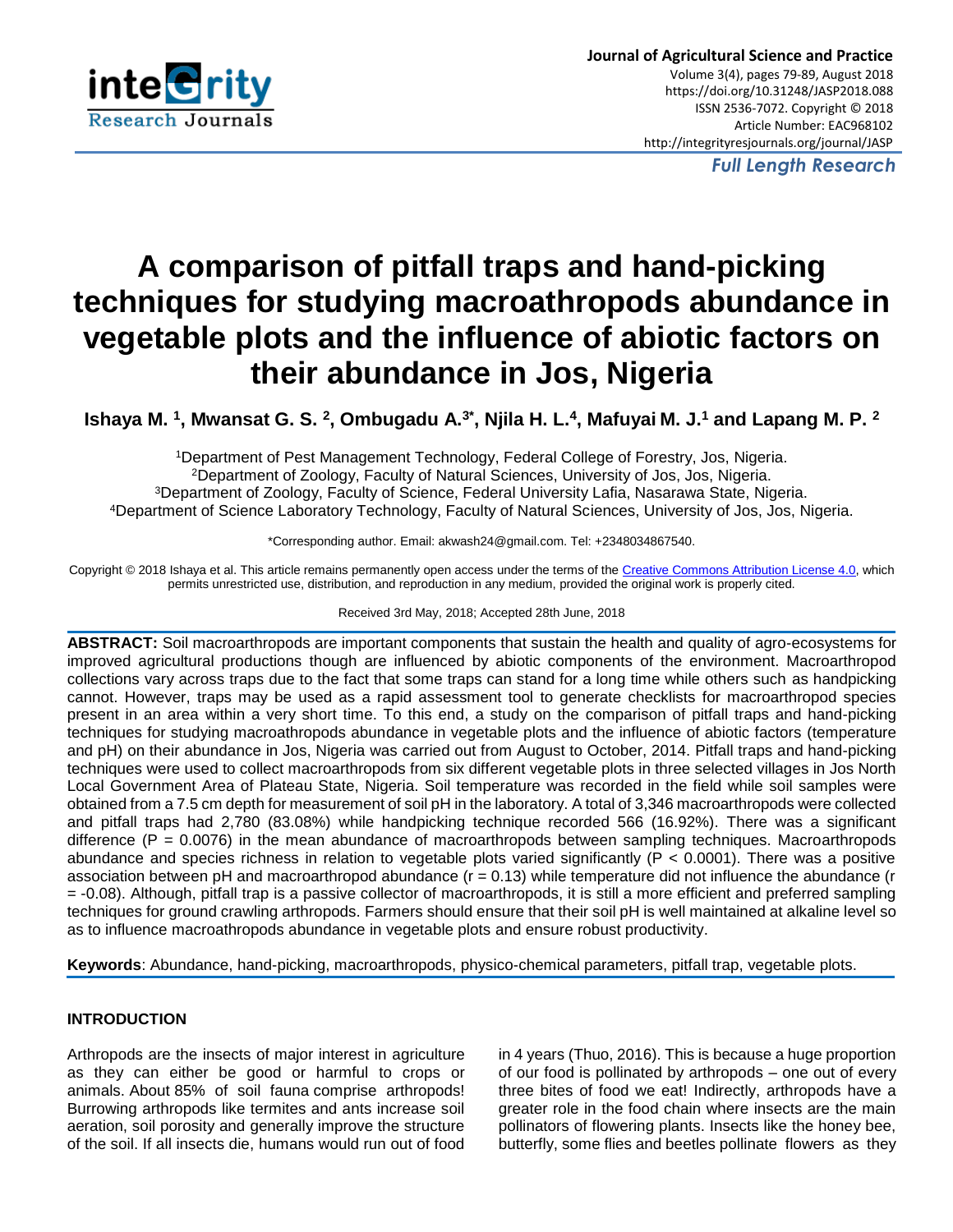Journal of Agricultural Science and Practice
Volume 3(4), pages 79-89, August 2018
https://doi.org/10.31248/JASP2018.088
ISSN 2536-7072. Copyright © 2018
Article Number: EAC968102
http://integrityresjournals.org/journal/JASP

*Full Length Research*

# A comparison of pitfall traps and hand-picking techniques for studying macroathropods abundance in vegetable plots and the influence of abiotic factors on their abundance in Jos, Nigeria

**Ishaya M. [1], Mwansat G. S. [2], Ombugadu A.[3*], Njila H. L.[4], Mafuyai M. J.[1] and Lapang M. P. [2]**

[1]Department of Pest Management Technology, Federal College of Forestry, Jos, Nigeria.
[2]Department of Zoology, Faculty of Natural Sciences, University of Jos, Jos, Nigeria.
[3]Department of Zoology, Faculty of Science, Federal University Lafia, Nasarawa State, Nigeria.
[4]Department of Science Laboratory Technology, Faculty of Natural Sciences, University of Jos, Jos, Nigeria.

*Corresponding author. Email: akwash24@gmail.com. Tel: +2348034867540.

Copyright © 2018 Ishaya et al. This article remains permanently open access under the terms of the Creative Commons Attribution License 4.0, which permits unrestricted use, distribution, and reproduction in any medium, provided the original work is properly cited.

Received 3rd May, 2018; Accepted 28th June, 2018

**ABSTRACT:** Soil macroarthropods are important components that sustain the health and quality of agro-ecosystems for improved agricultural productions though are influenced by abiotic components of the environment. Macroarthropod collections vary across traps due to the fact that some traps can stand for a long time while others such as handpicking cannot. However, traps may be used as a rapid assessment tool to generate checklists for macroarthropod species present in an area within a very short time. To this end, a study on the comparison of pitfall traps and hand-picking techniques for studying macroathropods abundance in vegetable plots and the influence of abiotic factors (temperature and pH) on their abundance in Jos, Nigeria was carried out from August to October, 2014. Pitfall traps and hand-picking techniques were used to collect macroarthropods from six different vegetable plots in three selected villages in Jos North Local Government Area of Plateau State, Nigeria. Soil temperature was recorded in the field while soil samples were obtained from a 7.5 cm depth for measurement of soil pH in the laboratory. A total of 3,346 macroarthropods were collected and pitfall traps had 2,780 (83.08%) while handpicking technique recorded 566 (16.92%). There was a significant difference ($P = 0.0076$) in the mean abundance of macroarthropods between sampling techniques. Macroarthropods abundance and species richness in relation to vegetable plots varied significantly ($P < 0.0001$). There was a positive association between pH and macroarthropod abundance ($r = 0.13$) while temperature did not influence the abundance ($r = -0.08$). Although, pitfall trap is a passive collector of macroarthropods, it is still a more efficient and preferred sampling techniques for ground crawling arthropods. Farmers should ensure that their soil pH is well maintained at alkaline level so as to influence macroathropods abundance in vegetable plots and ensure robust productivity.

**Keywords**: Abundance, hand-picking, macroarthropods, physico-chemical parameters, pitfall trap, vegetable plots.

## INTRODUCTION

Arthropods are the insects of major interest in agriculture as they can either be good or harmful to crops or animals. About 85% of soil fauna comprise arthropods! Burrowing arthropods like termites and ants increase soil aeration, soil porosity and generally improve the structure of the soil. If all insects die, humans would run out of food in 4 years (Thuo, 2016). This is because a huge proportion of our food is pollinated by arthropods – one out of every three bites of food we eat! Indirectly, arthropods have a greater role in the food chain where insects are the main pollinators of flowering plants. Insects like the honey bee, butterfly, some flies and beetles pollinate flowers as they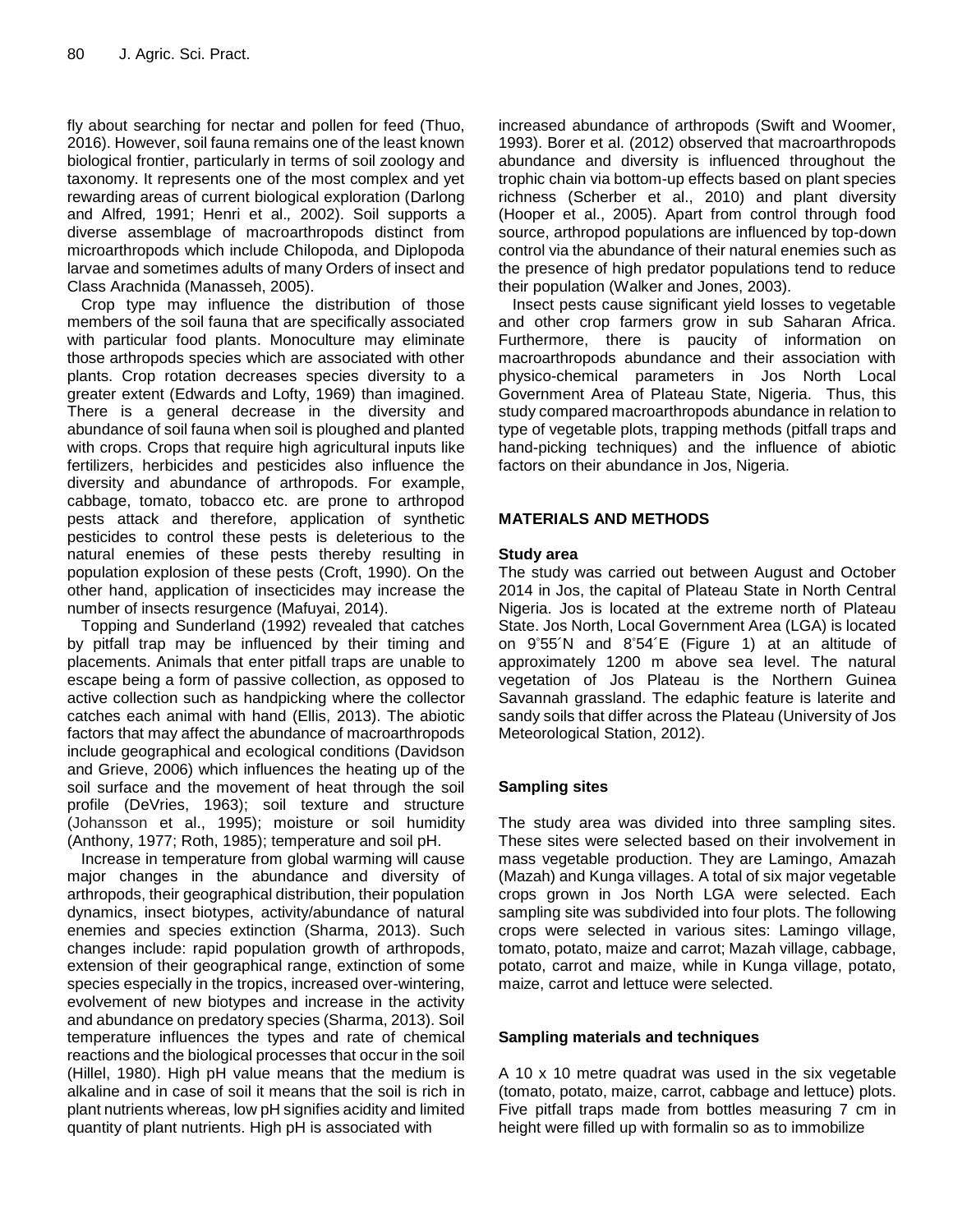fly about searching for nectar and pollen for feed (Thuo, 2016). However, soil fauna remains one of the least known biological frontier, particularly in terms of soil zoology and taxonomy. It represents one of the most complex and yet rewarding areas of current biological exploration (Darlong and Alfred, 1991; Henri et al., 2002). Soil supports a diverse assemblage of macroarthropods distinct from microarthropods which include Chilopoda, and Diplopoda larvae and sometimes adults of many Orders of insect and Class Arachnida (Manasseh, 2005).

Crop type may influence the distribution of those members of the soil fauna that are specifically associated with particular food plants. Monoculture may eliminate those arthropods species which are associated with other plants. Crop rotation decreases species diversity to a greater extent (Edwards and Lofty, 1969) than imagined. There is a general decrease in the diversity and abundance of soil fauna when soil is ploughed and planted with crops. Crops that require high agricultural inputs like fertilizers, herbicides and pesticides also influence the diversity and abundance of arthropods. For example, cabbage, tomato, tobacco etc. are prone to arthropod pests attack and therefore, application of synthetic pesticides to control these pests is deleterious to the natural enemies of these pests thereby resulting in population explosion of these pests (Croft, 1990). On the other hand, application of insecticides may increase the number of insects resurgence (Mafuyai, 2014).

Topping and Sunderland (1992) revealed that catches by pitfall trap may be influenced by their timing and placements. Animals that enter pitfall traps are unable to escape being a form of passive collection, as opposed to active collection such as handpicking where the collector catches each animal with hand (Ellis, 2013). The abiotic factors that may affect the abundance of macroarthropods include geographical and ecological conditions (Davidson and Grieve, 2006) which influences the heating up of the soil surface and the movement of heat through the soil profile (DeVries, 1963); soil texture and structure (Johansson et al., 1995); moisture or soil humidity (Anthony, 1977; Roth, 1985); temperature and soil pH.

Increase in temperature from global warming will cause major changes in the abundance and diversity of arthropods, their geographical distribution, their population dynamics, insect biotypes, activity/abundance of natural enemies and species extinction (Sharma, 2013). Such changes include: rapid population growth of arthropods, extension of their geographical range, extinction of some species especially in the tropics, increased over-wintering, evolvement of new biotypes and increase in the activity and abundance on predatory species (Sharma, 2013). Soil temperature influences the types and rate of chemical reactions and the biological processes that occur in the soil (Hillel, 1980). High pH value means that the medium is alkaline and in case of soil it means that the soil is rich in plant nutrients whereas, low pH signifies acidity and limited quantity of plant nutrients. High pH is associated with increased abundance of arthropods (Swift and Woomer, 1993). Borer et al. (2012) observed that macroarthropods abundance and diversity is influenced throughout the trophic chain via bottom-up effects based on plant species richness (Scherber et al., 2010) and plant diversity (Hooper et al., 2005). Apart from control through food source, arthropod populations are influenced by top-down control via the abundance of their natural enemies such as the presence of high predator populations tend to reduce their population (Walker and Jones, 2003).

Insect pests cause significant yield losses to vegetable and other crop farmers grow in sub Saharan Africa. Furthermore, there is paucity of information on macroarthropods abundance and their association with physico-chemical parameters in Jos North Local Government Area of Plateau State, Nigeria. Thus, this study compared macroarthropods abundance in relation to type of vegetable plots, trapping methods (pitfall traps and hand-picking techniques) and the influence of abiotic factors on their abundance in Jos, Nigeria.

## MATERIALS AND METHODS

### Study area

The study was carried out between August and October 2014 in Jos, the capital of Plateau State in North Central Nigeria. Jos is located at the extreme north of Plateau State. Jos North, Local Government Area (LGA) is located on 9°55´N and 8°54´E (Figure 1) at an altitude of approximately 1200 m above sea level. The natural vegetation of Jos Plateau is the Northern Guinea Savannah grassland. The edaphic feature is laterite and sandy soils that differ across the Plateau (University of Jos Meteorological Station, 2012).

### Sampling sites

The study area was divided into three sampling sites. These sites were selected based on their involvement in mass vegetable production. They are Lamingo, Amazah (Mazah) and Kunga villages. A total of six major vegetable crops grown in Jos North LGA were selected. Each sampling site was subdivided into four plots. The following crops were selected in various sites: Lamingo village, tomato, potato, maize and carrot; Mazah village, cabbage, potato, carrot and maize, while in Kunga village, potato, maize, carrot and lettuce were selected.

### Sampling materials and techniques

A 10 x 10 metre quadrat was used in the six vegetable (tomato, potato, maize, carrot, cabbage and lettuce) plots. Five pitfall traps made from bottles measuring 7 cm in height were filled up with formalin so as to immobilize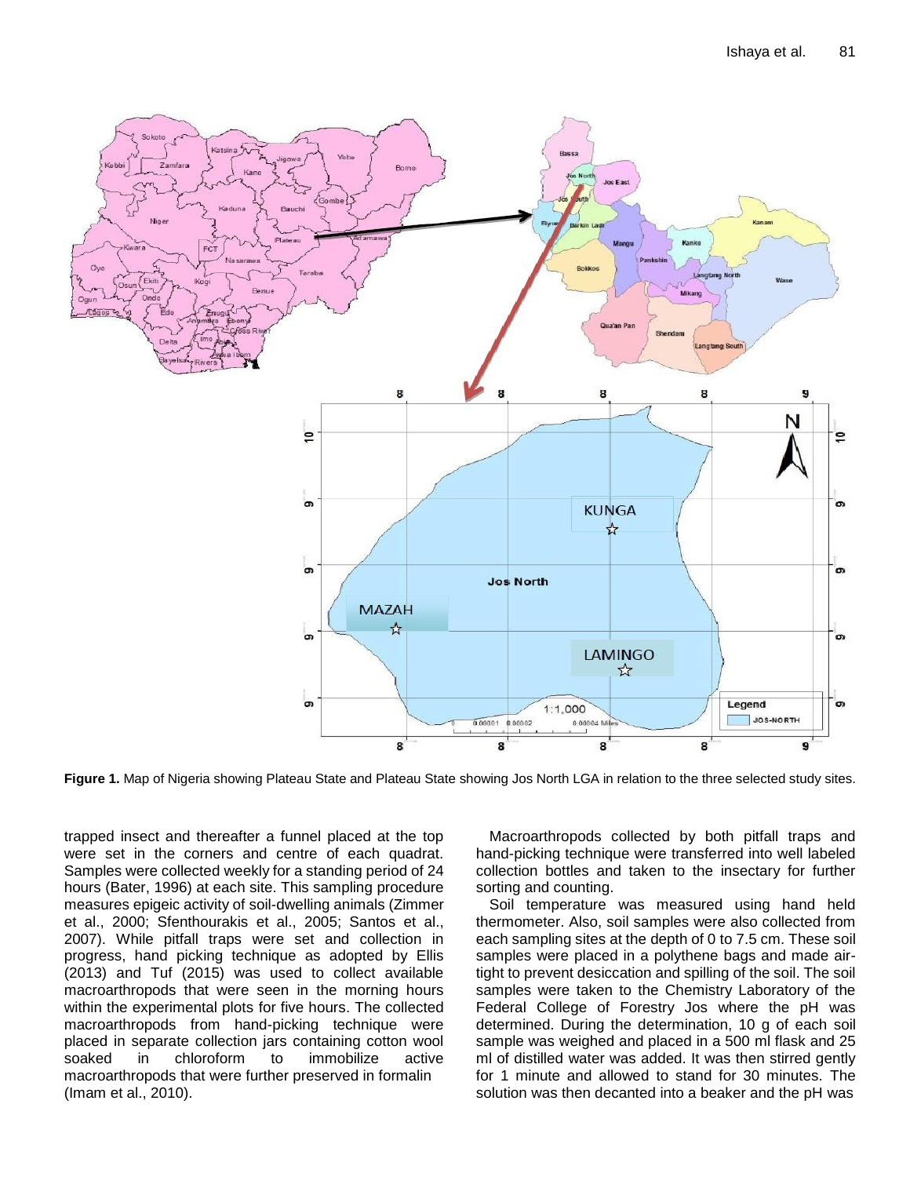**Figure 1.** Map of Nigeria showing Plateau State and Plateau State showing Jos North LGA in relation to the three selected study sites.

trapped insect and thereafter a funnel placed at the top were set in the corners and centre of each quadrat. Samples were collected weekly for a standing period of 24 hours (Bater, 1996) at each site. This sampling procedure measures epigeic activity of soil-dwelling animals (Zimmer et al., 2000; Sfenthourakis et al., 2005; Santos et al., 2007). While pitfall traps were set and collection in progress, hand picking technique as adopted by Ellis (2013) and Tuf (2015) was used to collect available macroarthropods that were seen in the morning hours within the experimental plots for five hours. The collected macroarthropods from hand-picking technique were placed in separate collection jars containing cotton wool soaked in chloroform to immobilize active macroarthropods that were further preserved in formalin (Imam et al., 2010).

Macroarthropods collected by both pitfall traps and hand-picking technique were transferred into well labeled collection bottles and taken to the insectary for further sorting and counting.

Soil temperature was measured using hand held thermometer. Also, soil samples were also collected from each sampling sites at the depth of 0 to 7.5 cm. These soil samples were placed in a polythene bags and made air-tight to prevent desiccation and spilling of the soil. The soil samples were taken to the Chemistry Laboratory of the Federal College of Forestry Jos where the pH was determined. During the determination, 10 g of each soil sample was weighed and placed in a 500 ml flask and 25 ml of distilled water was added. It was then stirred gently for 1 minute and allowed to stand for 30 minutes. The solution was then decanted into a beaker and the pH was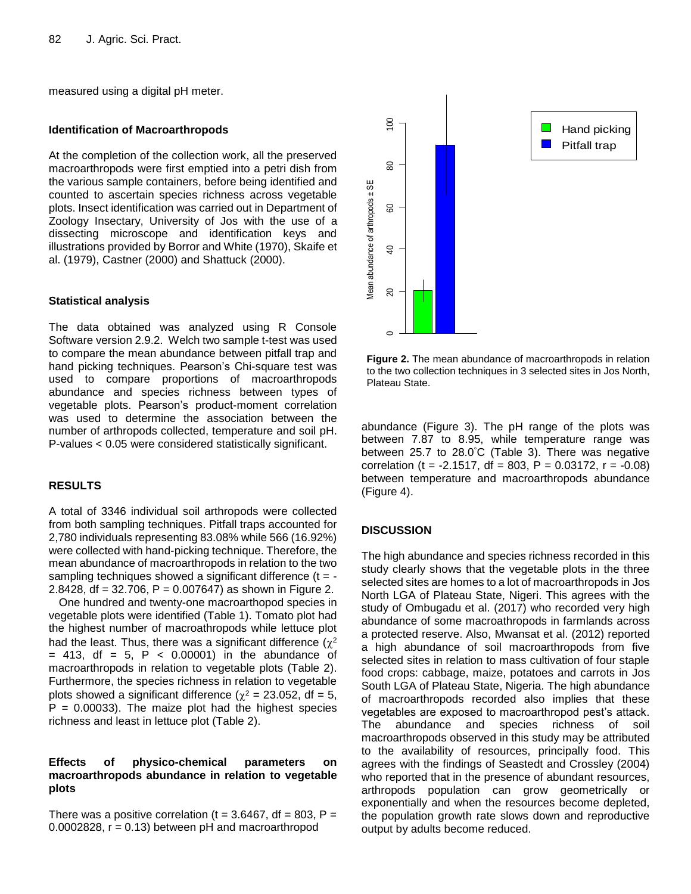measured using a digital pH meter.

### Identification of Macroarthropods

At the completion of the collection work, all the preserved macroarthropods were first emptied into a petri dish from the various sample containers, before being identified and counted to ascertain species richness across vegetable plots. Insect identification was carried out in Department of Zoology Insectary, University of Jos with the use of a dissecting microscope and identification keys and illustrations provided by Borror and White (1970), Skaife et al. (1979), Castner (2000) and Shattuck (2000).

### Statistical analysis

The data obtained was analyzed using R Console Software version 2.9.2. Welch two sample t-test was used to compare the mean abundance between pitfall trap and hand picking techniques. Pearson's Chi-square test was used to compare proportions of macroarthropods abundance and species richness between types of vegetable plots. Pearson's product-moment correlation was used to determine the association between the number of arthropods collected, temperature and soil pH. P-values < 0.05 were considered statistically significant.

## RESULTS

A total of 3346 individual soil arthropods were collected from both sampling techniques. Pitfall traps accounted for 2,780 individuals representing 83.08% while 566 (16.92%) were collected with hand-picking technique. Therefore, the mean abundance of macroarthropods in relation to the two sampling techniques showed a significant difference ($t = -2.8428$, $df = 32.706$, $P = 0.007647$) as shown in Figure 2.

One hundred and twenty-one macroarthopod species in vegetable plots were identified (Table 1). Tomato plot had the highest number of macroathropods while lettuce plot had the least. Thus, there was a significant difference ($\chi^2 = 413$, $df = 5$, $P < 0.00001$) in the abundance of macroarthropods in relation to vegetable plots (Table 2). Furthermore, the species richness in relation to vegetable plots showed a significant difference ($\chi^2 = 23.052$, $df = 5$, $P = 0.00033$). The maize plot had the highest species richness and least in lettuce plot (Table 2).

### Effects of physico-chemical parameters on macroarthropods abundance in relation to vegetable plots

There was a positive correlation ($t = 3.6467$, $df = 803$, $P = 0.0002828$, $r = 0.13$) between pH and macroarthropod abundance (Figure 3). The pH range of the plots was between 7.87 to 8.95, while temperature range was between 25.7 to 28.0°C (Table 3). There was negative correlation ($t = -2.1517$, $df = 803$, $P = 0.03172$, $r = -0.08$) between temperature and macroarthropods abundance (Figure 4).

**Figure 2.** The mean abundance of macroarthropods in relation to the two collection techniques in 3 selected sites in Jos North, Plateau State.

## DISCUSSION

The high abundance and species richness recorded in this study clearly shows that the vegetable plots in the three selected sites are homes to a lot of macroarthropods in Jos North LGA of Plateau State, Nigeri. This agrees with the study of Ombugadu et al. (2017) who recorded very high abundance of some macroathropods in farmlands across a protected reserve. Also, Mwansat et al. (2012) reported a high abundance of soil macroarthropods from five selected sites in relation to mass cultivation of four staple food crops: cabbage, maize, potatoes and carrots in Jos South LGA of Plateau State, Nigeria. The high abundance of macroarthropods recorded also implies that these vegetables are exposed to macroarthropod pest's attack. The abundance and species richness of soil macroarthropods observed in this study may be attributed to the availability of resources, principally food. This agrees with the findings of Seastedt and Crossley (2004) who reported that in the presence of abundant resources, arthropods population can grow geometrically or exponentially and when the resources become depleted, the population growth rate slows down and reproductive output by adults become reduced.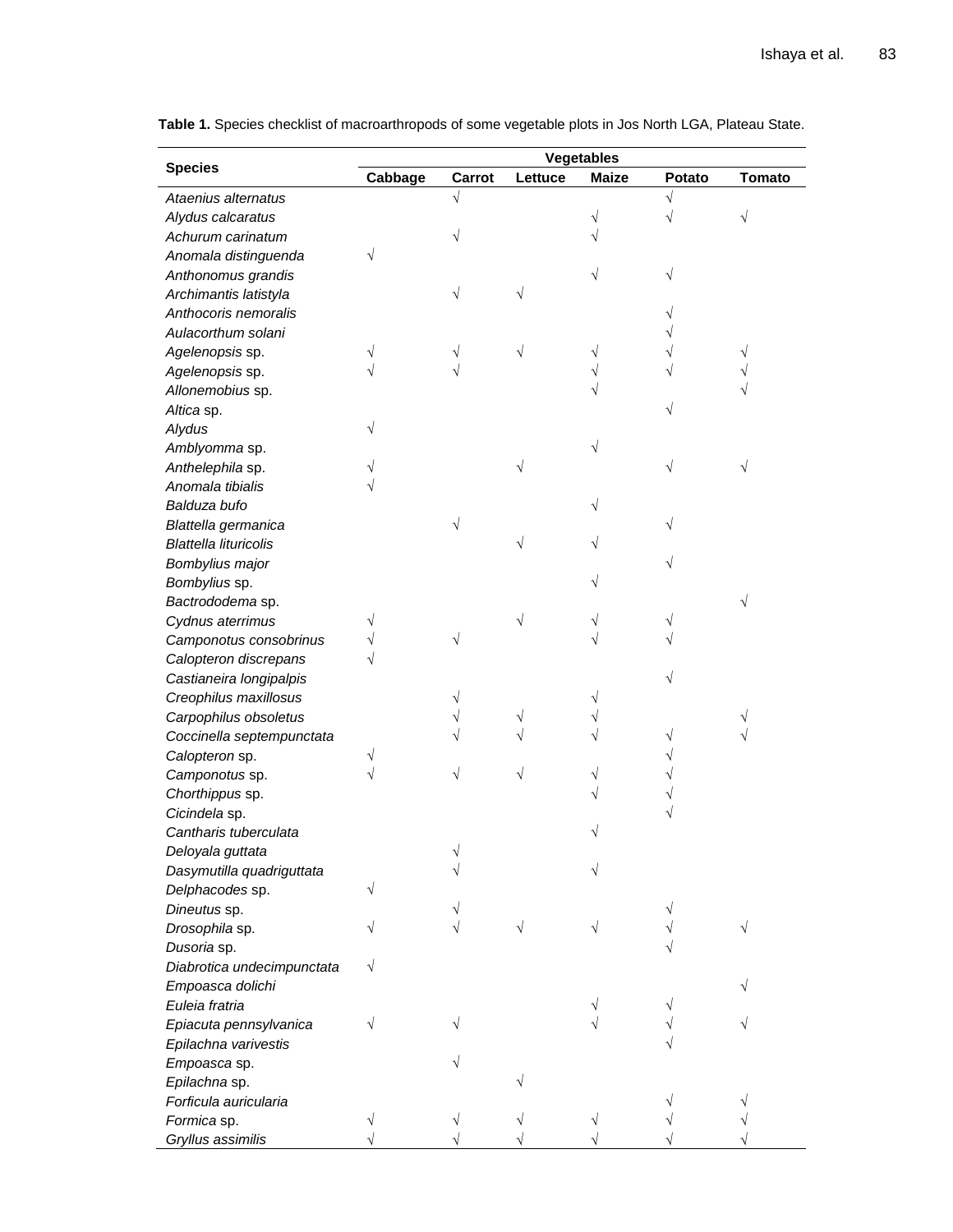**Table 1.** Species checklist of macroarthropods of some vegetable plots in Jos North LGA, Plateau State.

| Species | Vegetables | | | | | |
|---|---|---|---|---|---|---|
| | Cabbage | Carrot | Lettuce | Maize | Potato | Tomato |
| *Ataenius alternatus* | | √ | | | √ | |
| *Alydus calcaratus* | | | | √ | √ | √ |
| *Achurum carinatum* | | √ | | √ | | |
| *Anomala distinguenda* | √ | | | | | |
| *Anthonomus grandis* | | | | √ | √ | |
| *Archimantis latistyla* | | √ | √ | | | |
| *Anthocoris nemoralis* | | | | | √ | |
| *Aulacorthum solani* | | | | | √ | |
| *Agelenopsis* sp. | √ | √ | √ | √ | √ | √ |
| *Agelenopsis* sp. | √ | √ | | √ | √ | √ |
| *Allonemobius* sp. | | | | √ | | √ |
| *Altica* sp. | | | | | √ | |
| *Alydus* | √ | | | | | |
| *Amblyomma* sp. | | | | √ | | |
| *Anthelephila* sp. | √ | | √ | | √ | √ |
| *Anomala tibialis* | √ | | | | | |
| *Balduza bufo* | | | | √ | | |
| *Blattella germanica* | | √ | | | √ | |
| *Blattella lituricolis* | | | √ | √ | | |
| *Bombylius major* | | | | | √ | |
| *Bombylius* sp. | | | | √ | | |
| *Bactrododema* sp. | | | | | | √ |
| *Cydnus aterrimus* | √ | | √ | √ | √ | |
| *Camponotus consobrinus* | √ | √ | | √ | √ | |
| *Calopteron discrepans* | √ | | | | | |
| *Castianeira longipalpis* | | | | | √ | |
| *Creophilus maxillosus* | | √ | | √ | | |
| *Carpophilus obsoletus* | | √ | √ | √ | | √ |
| *Coccinella septempunctata* | | √ | √ | √ | √ | √ |
| *Calopteron* sp. | √ | | | | √ | |
| *Camponotus* sp. | √ | √ | √ | √ | √ | |
| *Chorthippus* sp. | | | | √ | √ | |
| *Cicindela* sp. | | | | | √ | |
| *Cantharis tuberculata* | | | | √ | | |
| *Deloyala guttata* | | √ | | | | |
| *Dasymutilla quadriguttata* | | √ | | √ | | |
| *Delphacodes* sp. | √ | | | | | |
| *Dineutus* sp. | | √ | | | √ | |
| *Drosophila* sp. | √ | √ | √ | √ | √ | √ |
| *Dusoria* sp. | | | | | √ | |
| *Diabrotica undecimpunctata* | √ | | | | | |
| *Empoasca dolichi* | | | | | | √ |
| *Euleia fratria* | | | | √ | √ | |
| *Epiacuta pennsylvanica* | √ | √ | | √ | √ | √ |
| *Epilachna varivestis* | | | | | √ | |
| *Empoasca* sp. | | √ | | | | |
| *Epilachna* sp. | | | √ | | | |
| *Forficula auricularia* | | | | | √ | √ |
| *Formica* sp. | √ | √ | √ | √ | √ | √ |
| *Gryllus assimilis* | √ | √ | √ | √ | √ | √ |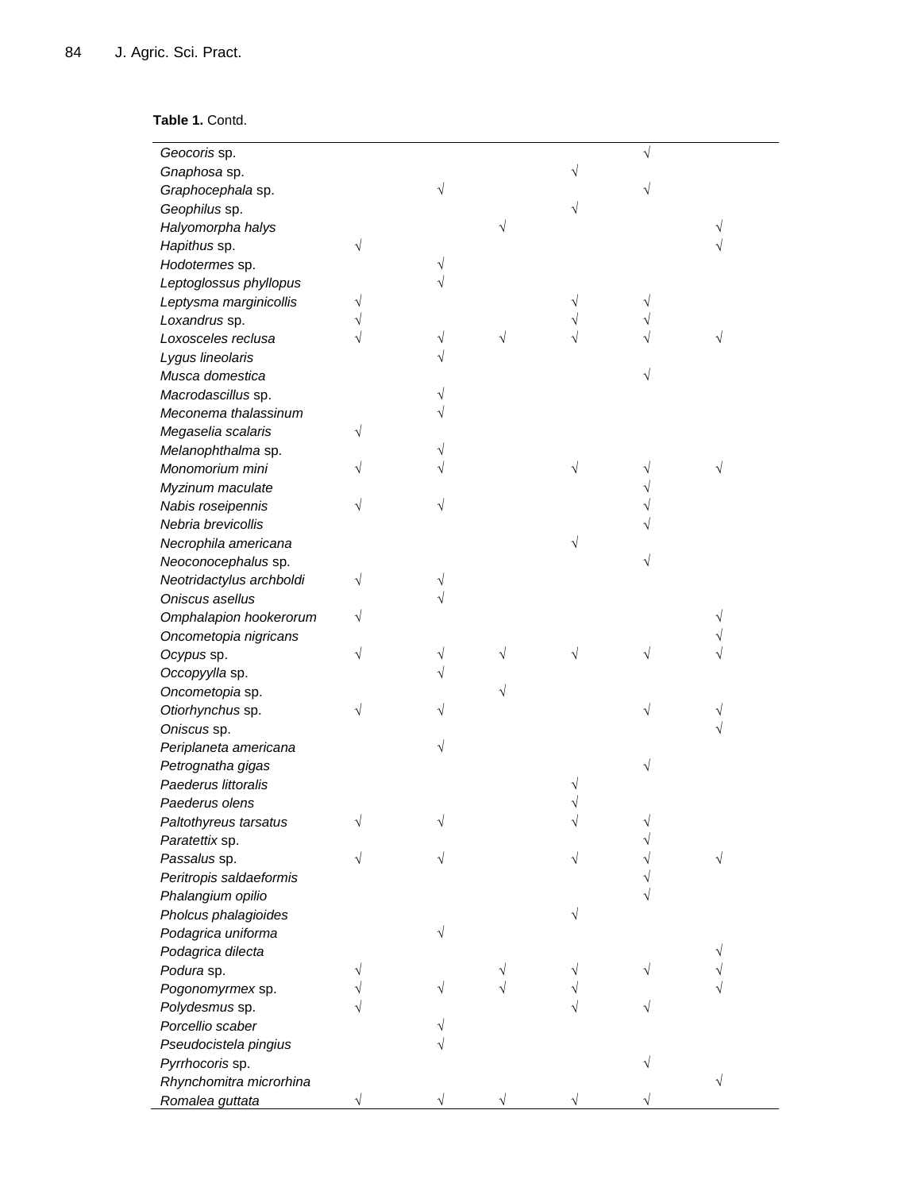**Table 1.** Contd.

| | | | | | | |
|---|---|---|---|---|---|---|
| *Geocoris* sp. | | | | | √ | |
| *Gnaphosa* sp. | | | | √ | | |
| *Graphocephala* sp. | | √ | | | √ | |
| *Geophilus* sp. | | | | √ | | |
| *Halyomorpha halys* | | | √ | | | √ |
| *Hapithus* sp. | √ | | | | | √ |
| *Hodotermes* sp. | | √ | | | | |
| *Leptoglossus phyllopus* | | √ | | | | |
| *Leptysma marginicollis* | √ | | | √ | √ | |
| *Loxandrus* sp. | √ | | | √ | √ | |
| *Loxosceles reclusa* | √ | √ | √ | √ | √ | √ |
| *Lygus lineolaris* | | √ | | | | |
| *Musca domestica* | | | | | √ | |
| *Macrodascillus* sp. | | √ | | | | |
| *Meconema thalassinum* | | √ | | | | |
| *Megaselia scalaris* | √ | | | | | |
| *Melanophthalma* sp. | | √ | | | | |
| *Monomorium mini* | √ | √ | | √ | √ | √ |
| *Myzinum maculate* | | | | | √ | |
| *Nabis roseipennis* | √ | √ | | | √ | |
| *Nebria brevicollis* | | | | | √ | |
| *Necrophila americana* | | | | √ | | |
| *Neoconocephalus* sp. | | | | | √ | |
| *Neotridactylus archboldi* | √ | √ | | | | |
| *Oniscus asellus* | | √ | | | | |
| *Omphalapion hookerorum* | √ | | | | | √ |
| *Oncometopia nigricans* | | | | | | √ |
| *Ocypus* sp. | √ | √ | √ | √ | √ | √ |
| *Occopyylla* sp. | | √ | | | | |
| *Oncometopia* sp. | | | √ | | | |
| *Otiorhynchus* sp. | √ | √ | | | √ | √ |
| *Oniscus* sp. | | | | | | √ |
| *Periplaneta americana* | | √ | | | | |
| *Petrognatha gigas* | | | | | √ | |
| *Paederus littoralis* | | | | √ | | |
| *Paederus olens* | | | | √ | | |
| *Paltothyreus tarsatus* | √ | √ | | √ | √ | |
| *Paratettix* sp. | | | | | √ | |
| *Passalus* sp. | √ | √ | | √ | √ | √ |
| *Peritropis saldaeformis* | | | | | √ | |
| *Phalangium opilio* | | | | | √ | |
| *Pholcus phalagioides* | | | | √ | | |
| *Podagrica uniforma* | | √ | | | | |
| *Podagrica dilecta* | | | | | | √ |
| *Podura* sp. | √ | | √ | √ | √ | √ |
| *Pogonomyrmex* sp. | √ | √ | √ | √ | | √ |
| *Polydesmus* sp. | √ | | | √ | √ | |
| *Porcellio scaber* | | √ | | | | |
| *Pseudocistela pingius* | | √ | | | | |
| *Pyrrhocoris* sp. | | | | | √ | |
| *Rhynchomitra microrhina* | | | | | | √ |
| *Romalea guttata* | √ | √ | √ | √ | √ | |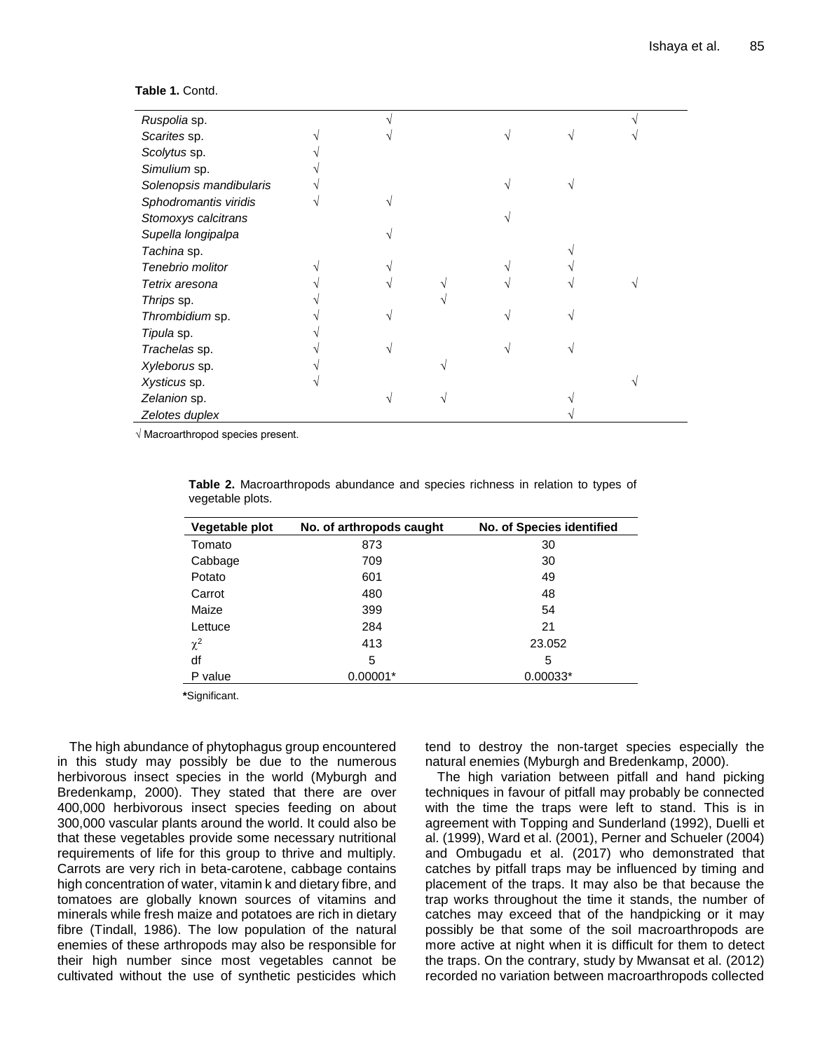**Table 1.** Contd.

| | | | | | | |
|---|---|---|---|---|---|---|
| *Ruspolia* sp. | | √ | | | | √ |
| *Scarites* sp. | √ | √ | | √ | √ | √ |
| *Scolytus* sp. | √ | | | | | |
| *Simulium* sp. | √ | | | | | |
| *Solenopsis mandibularis* | √ | | | √ | √ | |
| *Sphodromantis viridis* | √ | √ | | | | |
| *Stomoxys calcitrans* | | | | √ | | |
| *Supella longipalpa* | | √ | | | | |
| *Tachina* sp. | | | | | √ | |
| *Tenebrio molitor* | √ | √ | | √ | √ | |
| *Tetrix aresona* | √ | √ | √ | √ | √ | √ |
| *Thrips* sp. | √ | | √ | | | |
| *Thrombidium* sp. | √ | √ | | √ | √ | |
| *Tipula* sp. | √ | | | | | |
| *Trachelas* sp. | √ | √ | | √ | √ | |
| *Xyleborus* sp. | √ | | √ | | | |
| *Xysticus* sp. | √ | | | | | √ |
| *Zelanion* sp. | | √ | √ | | √ | |
| *Zelotes duplex* | | | | | √ | |

√ Macroarthropod species present.

**Table 2.** Macroarthropods abundance and species richness in relation to types of vegetable plots.

| Vegetable plot | No. of arthropods caught | No. of Species identified |
|---|---|---|
| Tomato | 873 | 30 |
| Cabbage | 709 | 30 |
| Potato | 601 | 49 |
| Carrot | 480 | 48 |
| Maize | 399 | 54 |
| Lettuce | 284 | 21 |
| $\chi^2$ | 413 | 23.052 |
| df | 5 | 5 |
| P value | 0.00001* | 0.00033* |

**\***Significant.

The high abundance of phytophagus group encountered in this study may possibly be due to the numerous herbivorous insect species in the world (Myburgh and Bredenkamp, 2000). They stated that there are over 400,000 herbivorous insect species feeding on about 300,000 vascular plants around the world. It could also be that these vegetables provide some necessary nutritional requirements of life for this group to thrive and multiply. Carrots are very rich in beta-carotene, cabbage contains high concentration of water, vitamin k and dietary fibre, and tomatoes are globally known sources of vitamins and minerals while fresh maize and potatoes are rich in dietary fibre (Tindall, 1986). The low population of the natural enemies of these arthropods may also be responsible for their high number since most vegetables cannot be cultivated without the use of synthetic pesticides which tend to destroy the non-target species especially the natural enemies (Myburgh and Bredenkamp, 2000).

The high variation between pitfall and hand picking techniques in favour of pitfall may probably be connected with the time the traps were left to stand. This is in agreement with Topping and Sunderland (1992), Duelli et al. (1999), Ward et al. (2001), Perner and Schueler (2004) and Ombugadu et al. (2017) who demonstrated that catches by pitfall traps may be influenced by timing and placement of the traps. It may also be that because the trap works throughout the time it stands, the number of catches may exceed that of the handpicking or it may possibly be that some of the soil macroarthropods are more active at night when it is difficult for them to detect the traps. On the contrary, study by Mwansat et al. (2012) recorded no variation between macroarthropods collected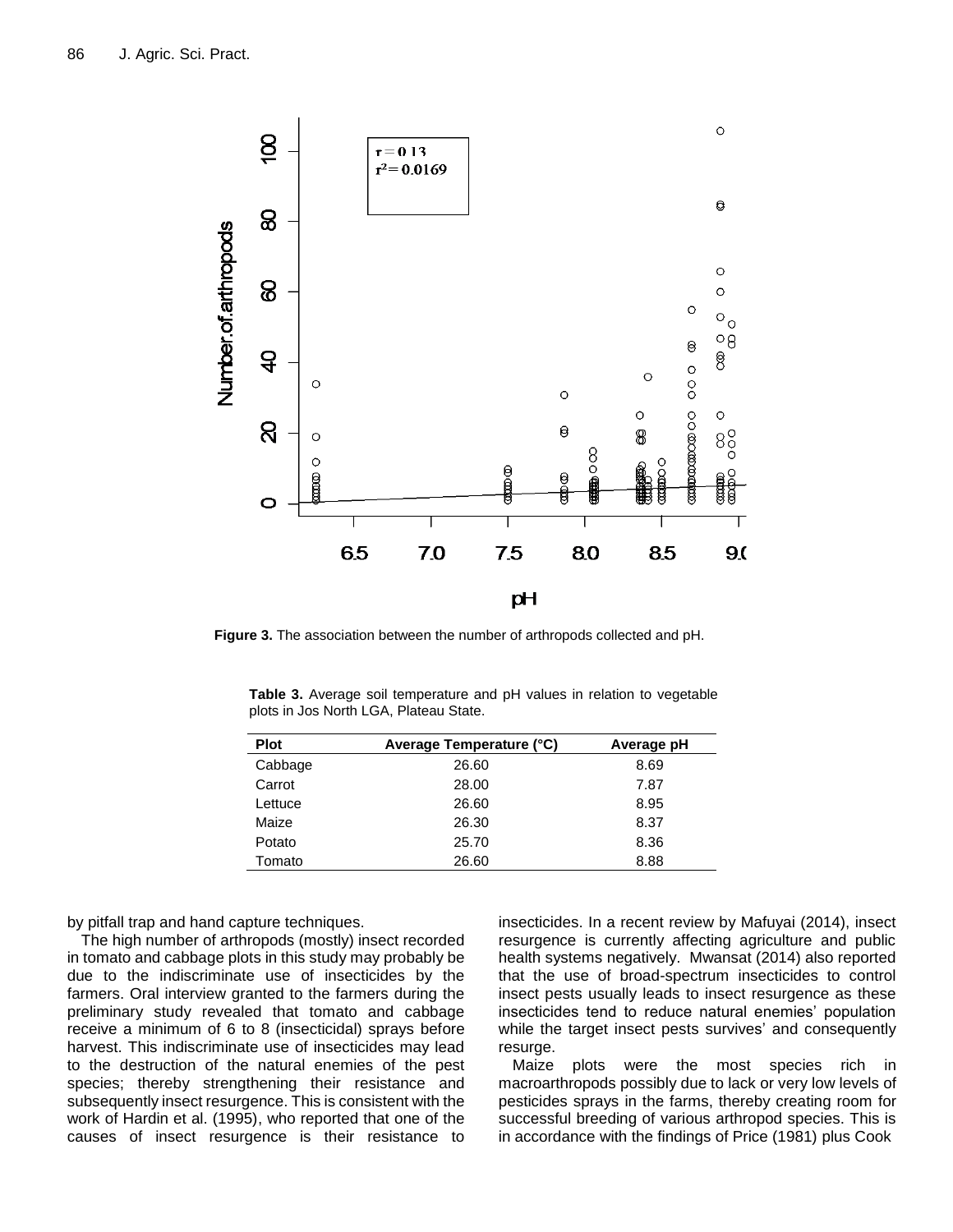**Figure 3.** The association between the number of arthropods collected and pH.

**Table 3.** Average soil temperature and pH values in relation to vegetable plots in Jos North LGA, Plateau State.

| Plot | Average Temperature (°C) | Average pH |
|---|---|---|
| Cabbage | 26.60 | 8.69 |
| Carrot | 28.00 | 7.87 |
| Lettuce | 26.60 | 8.95 |
| Maize | 26.30 | 8.37 |
| Potato | 25.70 | 8.36 |
| Tomato | 26.60 | 8.88 |

by pitfall trap and hand capture techniques.

The high number of arthropods (mostly) insect recorded in tomato and cabbage plots in this study may probably be due to the indiscriminate use of insecticides by the farmers. Oral interview granted to the farmers during the preliminary study revealed that tomato and cabbage receive a minimum of 6 to 8 (insecticidal) sprays before harvest. This indiscriminate use of insecticides may lead to the destruction of the natural enemies of the pest species; thereby strengthening their resistance and subsequently insect resurgence. This is consistent with the work of Hardin et al. (1995), who reported that one of the causes of insect resurgence is their resistance to insecticides. In a recent review by Mafuyai (2014), insect resurgence is currently affecting agriculture and public health systems negatively. Mwansat (2014) also reported that the use of broad-spectrum insecticides to control insect pests usually leads to insect resurgence as these insecticides tend to reduce natural enemies' population while the target insect pests survives' and consequently resurge.

Maize plots were the most species rich in macroarthropods possibly due to lack or very low levels of pesticides sprays in the farms, thereby creating room for successful breeding of various arthropod species. This is in accordance with the findings of Price (1981) plus Cook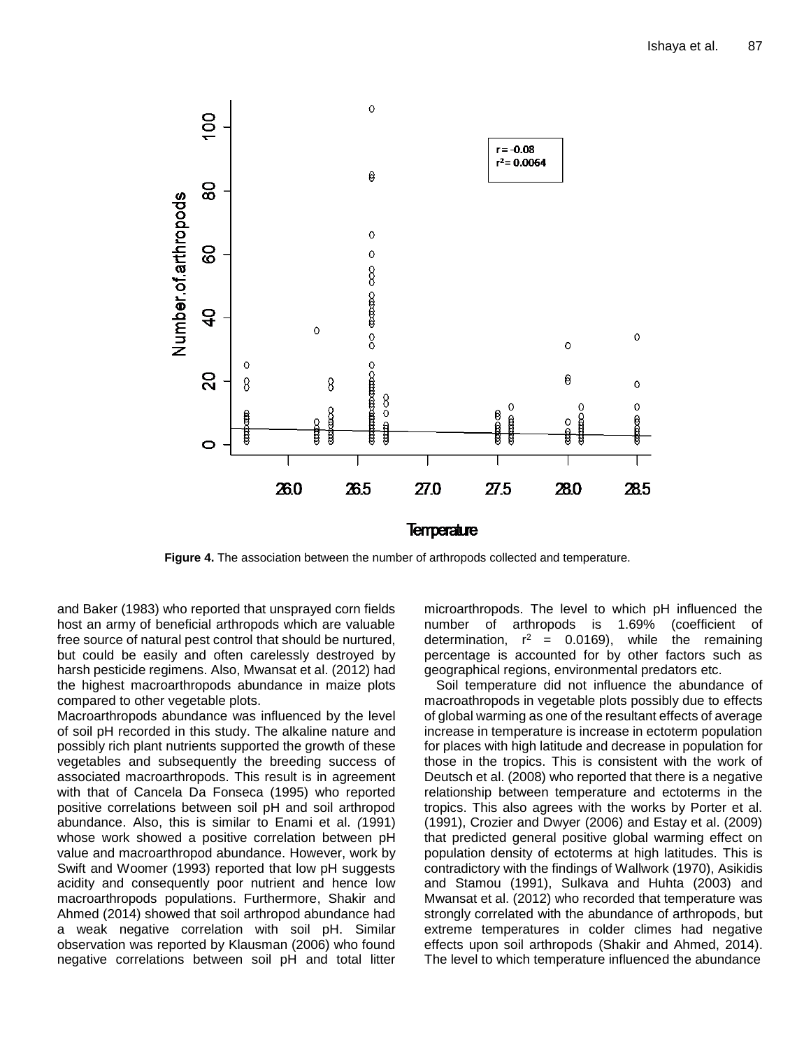**Figure 4.** The association between the number of arthropods collected and temperature.

and Baker (1983) who reported that unsprayed corn fields host an army of beneficial arthropods which are valuable free source of natural pest control that should be nurtured, but could be easily and often carelessly destroyed by harsh pesticide regimens. Also, Mwansat et al. (2012) had the highest macroarthropods abundance in maize plots compared to other vegetable plots.

Macroarthropods abundance was influenced by the level of soil pH recorded in this study. The alkaline nature and possibly rich plant nutrients supported the growth of these vegetables and subsequently the breeding success of associated macroarthropods. This result is in agreement with that of Cancela Da Fonseca (1995) who reported positive correlations between soil pH and soil arthropod abundance. Also, this is similar to Enami et al. *(*1991) whose work showed a positive correlation between pH value and macroarthropod abundance. However, work by Swift and Woomer (1993) reported that low pH suggests acidity and consequently poor nutrient and hence low macroarthropods populations. Furthermore, Shakir and Ahmed (2014) showed that soil arthropod abundance had a weak negative correlation with soil pH. Similar observation was reported by Klausman (2006) who found negative correlations between soil pH and total litter microarthropods. The level to which pH influenced the number of arthropods is 1.69% (coefficient of determination, $r^2 = 0.0169$), while the remaining percentage is accounted for by other factors such as geographical regions, environmental predators etc.

Soil temperature did not influence the abundance of macroathropods in vegetable plots possibly due to effects of global warming as one of the resultant effects of average increase in temperature is increase in ectoterm population for places with high latitude and decrease in population for those in the tropics. This is consistent with the work of Deutsch et al. (2008) who reported that there is a negative relationship between temperature and ectoterms in the tropics. This also agrees with the works by Porter et al. (1991), Crozier and Dwyer (2006) and Estay et al. (2009) that predicted general positive global warming effect on population density of ectoterms at high latitudes. This is contradictory with the findings of Wallwork (1970), Asikidis and Stamou (1991), Sulkava and Huhta (2003) and Mwansat et al. (2012) who recorded that temperature was strongly correlated with the abundance of arthropods, but extreme temperatures in colder climes had negative effects upon soil arthropods (Shakir and Ahmed, 2014). The level to which temperature influenced the abundance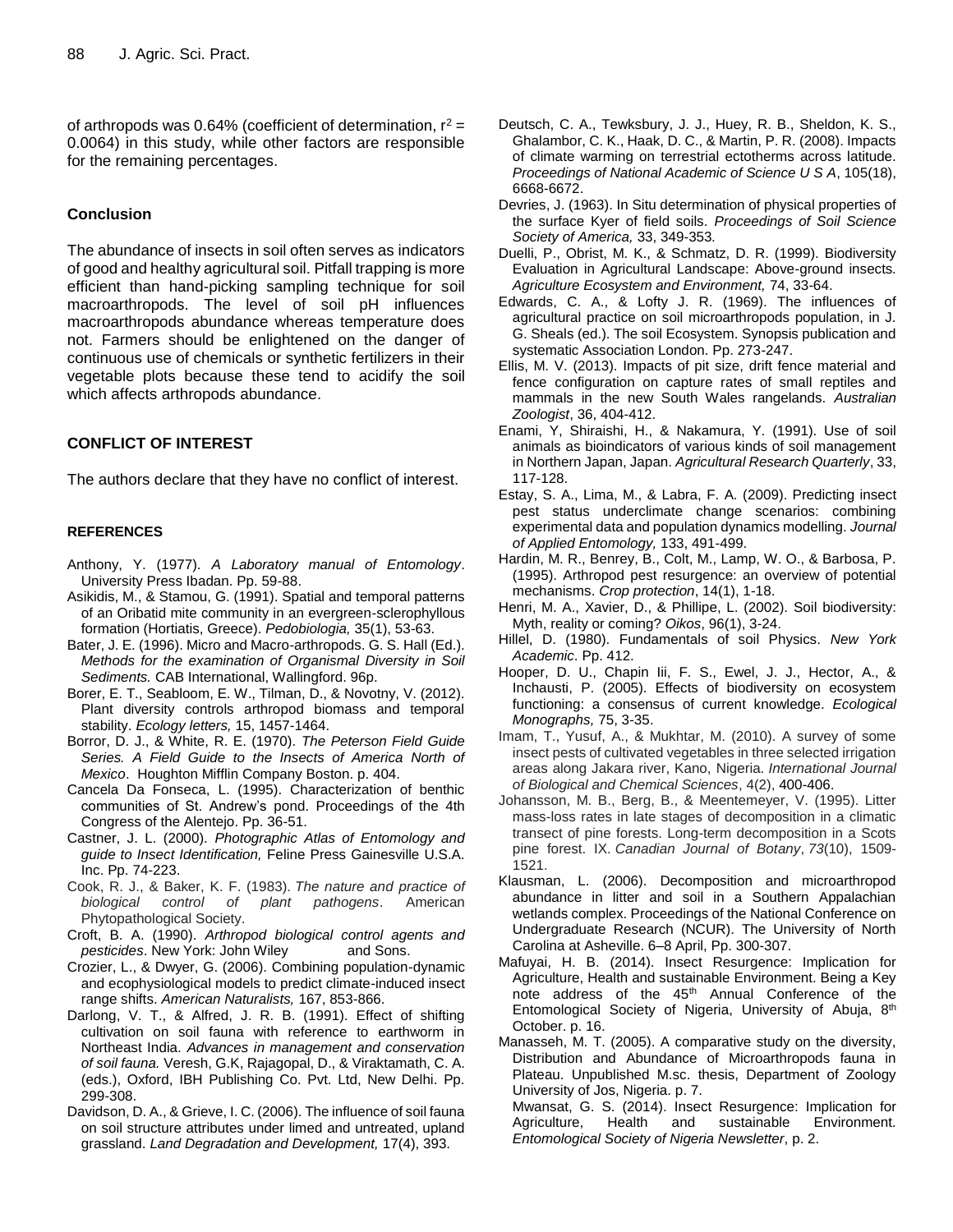of arthropods was 0.64% (coefficient of determination, $r^2 = 0.0064$) in this study, while other factors are responsible for the remaining percentages.

## Conclusion

The abundance of insects in soil often serves as indicators of good and healthy agricultural soil. Pitfall trapping is more efficient than hand-picking sampling technique for soil macroarthropods. The level of soil pH influences macroarthropods abundance whereas temperature does not. Farmers should be enlightened on the danger of continuous use of chemicals or synthetic fertilizers in their vegetable plots because these tend to acidify the soil which affects arthropods abundance.

## CONFLICT OF INTEREST

The authors declare that they have no conflict of interest.

## REFERENCES

Anthony, Y. (1977). *A Laboratory manual of Entomology*. University Press Ibadan. Pp. 59-88.

Asikidis, M., & Stamou, G. (1991). Spatial and temporal patterns of an Oribatid mite community in an evergreen-sclerophyllous formation (Hortiatis, Greece). *Pedobiologia,* 35(1), 53-63.

Bater, J. E. (1996). Micro and Macro-arthropods. G. S. Hall (Ed.). *Methods for the examination of Organismal Diversity in Soil Sediments.* CAB International, Wallingford. 96p.

Borer, E. T., Seabloom, E. W., Tilman, D., & Novotny, V. (2012). Plant diversity controls arthropod biomass and temporal stability. *Ecology letters,* 15, 1457-1464.

Borror, D. J., & White, R. E. (1970). *The Peterson Field Guide Series. A Field Guide to the Insects of America North of Mexico*. Houghton Mifflin Company Boston. p. 404.

Cancela Da Fonseca, L. (1995). Characterization of benthic communities of St. Andrew's pond. Proceedings of the 4th Congress of the Alentejo. Pp. 36-51.

Castner, J. L. (2000). *Photographic Atlas of Entomology and guide to Insect Identification,* Feline Press Gainesville U.S.A. Inc. Pp. 74-223.

Cook, R. J., & Baker, K. F. (1983). *The nature and practice of biological control of plant pathogens*. American Phytopathological Society.

Croft, B. A. (1990). *Arthropod biological control agents and pesticides*. New York: John Wiley and Sons.

Crozier, L., & Dwyer, G. (2006). Combining population-dynamic and ecophysiological models to predict climate-induced insect range shifts. *American Naturalists,* 167, 853-866.

Darlong, V. T., & Alfred, J. R. B. (1991). Effect of shifting cultivation on soil fauna with reference to earthworm in Northeast India. *Advances in management and conservation of soil fauna.* Veresh, G.K, Rajagopal, D., & Viraktamath, C. A. (eds.), Oxford, IBH Publishing Co. Pvt. Ltd, New Delhi. Pp. 299-308.

Davidson, D. A., & Grieve, I. C. (2006). The influence of soil fauna on soil structure attributes under limed and untreated, upland grassland. *Land Degradation and Development,* 17(4), 393.

Deutsch, C. A., Tewksbury, J. J., Huey, R. B., Sheldon, K. S., Ghalambor, C. K., Haak, D. C., & Martin, P. R. (2008). Impacts of climate warming on terrestrial ectotherms across latitude. *Proceedings of National Academic of Science U S A*, 105(18), 6668-6672.

Devries, J. (1963). In Situ determination of physical properties of the surface Kyer of field soils. *Proceedings of Soil Science Society of America,* 33, 349-353.

Duelli, P., Obrist, M. K., & Schmatz, D. R. (1999). Biodiversity Evaluation in Agricultural Landscape: Above-ground insects*. Agriculture Ecosystem and Environment,* 74, 33-64.

Edwards, C. A., & Lofty J. R. (1969). The influences of agricultural practice on soil microarthropods population, in J. G. Sheals (ed.). The soil Ecosystem. Synopsis publication and systematic Association London. Pp. 273-247.

Ellis, M. V. (2013). Impacts of pit size, drift fence material and fence configuration on capture rates of small reptiles and mammals in the new South Wales rangelands. *Australian Zoologist*, 36, 404-412.

Enami, Y, Shiraishi, H., & Nakamura, Y. (1991). Use of soil animals as bioindicators of various kinds of soil management in Northern Japan, Japan. *Agricultural Research Quarterly*, 33, 117-128.

Estay, S. A., Lima, M., & Labra, F. A. (2009). Predicting insect pest status underclimate change scenarios: combining experimental data and population dynamics modelling. *Journal of Applied Entomology,* 133, 491-499.

Hardin, M. R., Benrey, B., Colt, M., Lamp, W. O., & Barbosa, P. (1995). Arthropod pest resurgence: an overview of potential mechanisms. *Crop protection*, 14(1), 1-18.

Henri, M. A., Xavier, D., & Phillipe, L. (2002). Soil biodiversity: Myth, reality or coming? *Oikos*, 96(1), 3-24.

Hillel, D. (1980). Fundamentals of soil Physics. *New York Academic*. Pp. 412.

Hooper, D. U., Chapin Iii, F. S., Ewel, J. J., Hector, A., & Inchausti, P. (2005). Effects of biodiversity on ecosystem functioning: a consensus of current knowledge. *Ecological Monographs,* 75, 3-35.

Imam, T., Yusuf, A., & Mukhtar, M. (2010). A survey of some insect pests of cultivated vegetables in three selected irrigation areas along Jakara river, Kano, Nigeria. *International Journal of Biological and Chemical Sciences*, 4(2), 400-406.

Johansson, M. B., Berg, B., & Meentemeyer, V. (1995). Litter mass-loss rates in late stages of decomposition in a climatic transect of pine forests. Long-term decomposition in a Scots pine forest. IX. *Canadian Journal of Botany*, *73*(10), 1509-1521.

Klausman, L. (2006). Decomposition and microarthropod abundance in litter and soil in a Southern Appalachian wetlands complex. Proceedings of the National Conference on Undergraduate Research (NCUR). The University of North Carolina at Asheville. 6–8 April, Pp. 300-307.

Mafuyai, H. B. (2014). Insect Resurgence: Implication for Agriculture, Health and sustainable Environment. Being a Key note address of the 45th Annual Conference of the Entomological Society of Nigeria, University of Abuja, 8th October. p. 16.

Manasseh, M. T. (2005). A comparative study on the diversity, Distribution and Abundance of Microarthropods fauna in Plateau. Unpublished M.sc. thesis, Department of Zoology University of Jos, Nigeria. p. 7.

Mwansat, G. S. (2014). Insect Resurgence: Implication for Agriculture, Health and sustainable Environment. *Entomological Society of Nigeria Newsletter*, p. 2.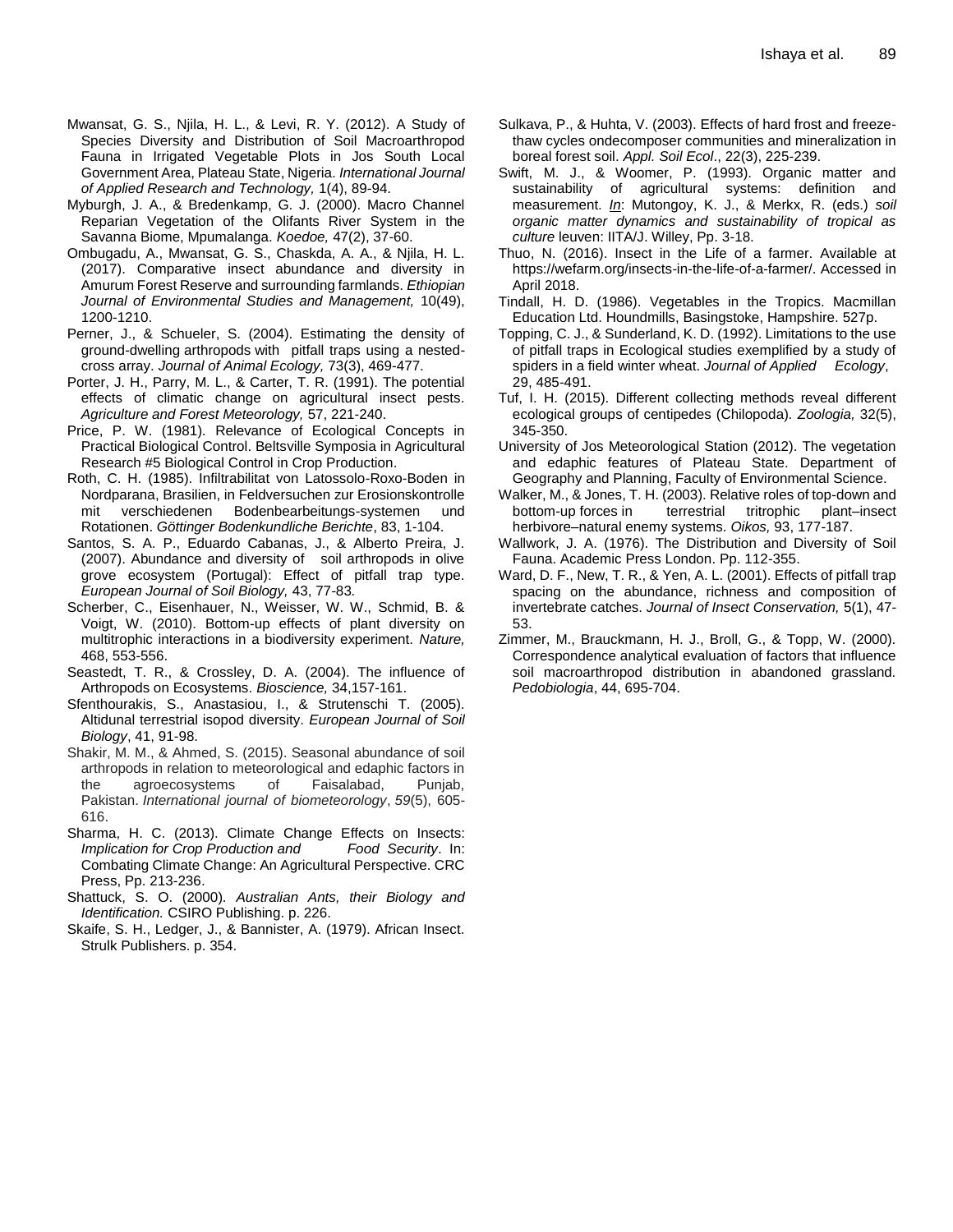Mwansat, G. S., Njila, H. L., & Levi, R. Y. (2012). A Study of Species Diversity and Distribution of Soil Macroarthropod Fauna in Irrigated Vegetable Plots in Jos South Local Government Area, Plateau State, Nigeria. *International Journal of Applied Research and Technology,* 1(4), 89-94.

Myburgh, J. A., & Bredenkamp, G. J. (2000). Macro Channel Reparian Vegetation of the Olifants River System in the Savanna Biome, Mpumalanga. *Koedoe,* 47(2), 37-60.

Ombugadu, A., Mwansat, G. S., Chaskda, A. A., & Njila, H. L. (2017). Comparative insect abundance and diversity in Amurum Forest Reserve and surrounding farmlands. *Ethiopian Journal of Environmental Studies and Management,* 10(49), 1200-1210.

Perner, J., & Schueler, S. (2004). Estimating the density of ground-dwelling arthropods with pitfall traps using a nested-cross array. *Journal of Animal Ecology,* 73(3), 469-477.

Porter, J. H., Parry, M. L., & Carter, T. R. (1991). The potential effects of climatic change on agricultural insect pests. *Agriculture and Forest Meteorology,* 57, 221-240.

Price, P. W. (1981). Relevance of Ecological Concepts in Practical Biological Control. Beltsville Symposia in Agricultural Research #5 Biological Control in Crop Production.

Roth, C. H. (1985). Infiltrabilitat von Latossolo-Roxo-Boden in Nordparana, Brasilien, in Feldversuchen zur Erosionskontrolle mit verschiedenen Bodenbearbeitungs-systemen und Rotationen. *Göttinger Bodenkundliche Berichte*, 83, 1-104.

Santos, S. A. P., Eduardo Cabanas, J., & Alberto Preira, J. (2007). Abundance and diversity of soil arthropods in olive grove ecosystem (Portugal): Effect of pitfall trap type. *European Journal of Soil Biology,* 43, 77-83.

Scherber, C., Eisenhauer, N., Weisser, W. W., Schmid, B. & Voigt, W. (2010). Bottom-up effects of plant diversity on multitrophic interactions in a biodiversity experiment. *Nature,* 468, 553-556.

Seastedt, T. R., & Crossley, D. A. (2004). The influence of Arthropods on Ecosystems. *Bioscience,* 34,157-161.

Sfenthourakis, S., Anastasiou, I., & Strutenschi T. (2005). Altidunal terrestrial isopod diversity. *European Journal of Soil Biology*, 41, 91-98.

Shakir, M. M., & Ahmed, S. (2015). Seasonal abundance of soil arthropods in relation to meteorological and edaphic factors in the agroecosystems of Faisalabad, Punjab, Pakistan. *International journal of biometeorology*, *59*(5), 605-616.

Sharma, H. C. (2013). Climate Change Effects on Insects: *Implication for Crop Production and Food Security*. In: Combating Climate Change: An Agricultural Perspective. CRC Press, Pp. 213-236.

Shattuck, S. O. (2000). *Australian Ants, their Biology and Identification.* CSIRO Publishing. p. 226.

Skaife, S. H., Ledger, J., & Bannister, A. (1979). African Insect. Strulk Publishers. p. 354.

Sulkava, P., & Huhta, V. (2003). Effects of hard frost and freeze-thaw cycles ondecomposer communities and mineralization in boreal forest soil. *Appl. Soil Ecol*., 22(3), 225-239.

Swift, M. J., & Woomer, P. (1993). Organic matter and sustainability of agricultural systems: definition and measurement. *In*: Mutongoy, K. J., & Merkx, R. (eds.) *soil organic matter dynamics and sustainability of tropical as culture* leuven: IITA/J. Willey, Pp. 3-18.

Thuo, N. (2016). Insect in the Life of a farmer. Available at https://wefarm.org/insects-in-the-life-of-a-farmer/. Accessed in April 2018.

Tindall, H. D. (1986). Vegetables in the Tropics. Macmillan Education Ltd. Houndmills, Basingstoke, Hampshire. 527p.

Topping, C. J., & Sunderland, K. D. (1992). Limitations to the use of pitfall traps in Ecological studies exemplified by a study of spiders in a field winter wheat. *Journal of Applied Ecology*, 29, 485-491.

Tuf, I. H. (2015). Different collecting methods reveal different ecological groups of centipedes (Chilopoda). *Zoologia,* 32(5), 345-350.

University of Jos Meteorological Station (2012). The vegetation and edaphic features of Plateau State. Department of Geography and Planning, Faculty of Environmental Science.

Walker, M., & Jones, T. H. (2003). Relative roles of top-down and bottom-up forces in terrestrial tritrophic plant–insect herbivore–natural enemy systems. *Oikos,* 93, 177-187.

Wallwork, J. A. (1976). The Distribution and Diversity of Soil Fauna. Academic Press London. Pp. 112-355.

Ward, D. F., New, T. R., & Yen, A. L. (2001). Effects of pitfall trap spacing on the abundance, richness and composition of invertebrate catches. *Journal of Insect Conservation,* 5(1), 47-53.

Zimmer, M., Brauckmann, H. J., Broll, G., & Topp, W. (2000). Correspondence analytical evaluation of factors that influence soil macroarthropod distribution in abandoned grassland. *Pedobiologia*, 44, 695-704.